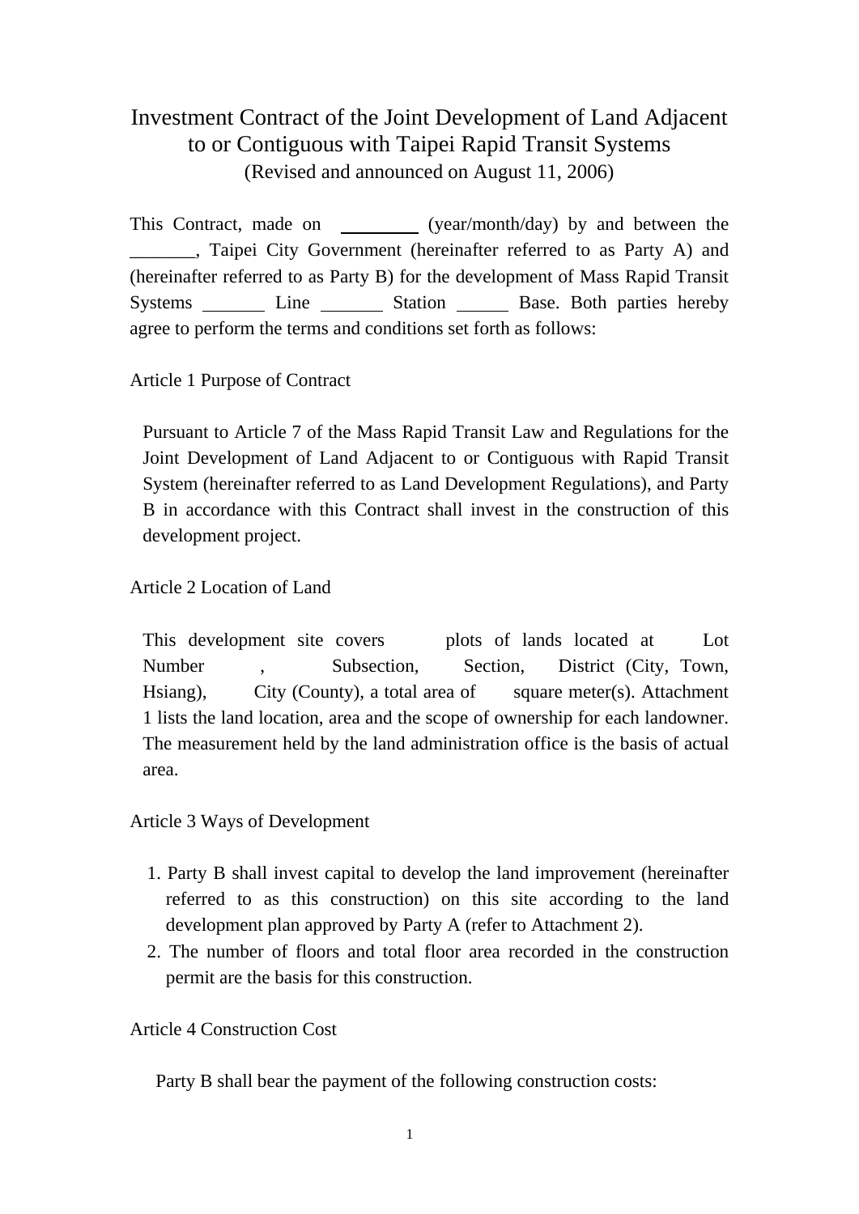# Investment Contract of the Joint Development of Land Adjacent to or Contiguous with Taipei Rapid Transit Systems

(Revised and announced on August 11, 2006)

This Contract, made on ________ (year/month/day) by and between the _______, Taipei City Government (hereinafter referred to as Party A) and (hereinafter referred to as Party B) for the development of Mass Rapid Transit Systems _______ Line _______ Station ______ Base. Both parties hereby agree to perform the terms and conditions set forth as follows:

## Article 1 Purpose of Contract

Pursuant to Article 7 of the Mass Rapid Transit Law and Regulations for the Joint Development of Land Adjacent to or Contiguous with Rapid Transit System (hereinafter referred to as Land Development Regulations), and Party B in accordance with this Contract shall invest in the construction of this development project.

## Article 2 Location of Land

This development site covers plots of lands located at Lot Number , Subsection, Section, District (City, Town, Hsiang), City (County), a total area of square meter(s). Attachment 1 lists the land location, area and the scope of ownership for each landowner. The measurement held by the land administration office is the basis of actual area.

## Article 3 Ways of Development

1. Party B shall invest capital to develop the land improvement (hereinafter referred to as this construction) on this site according to the land development plan approved by Party A (refer to Attachment 2).
2. The number of floors and total floor area recorded in the construction permit are the basis for this construction.

## Article 4 Construction Cost

Party B shall bear the payment of the following construction costs: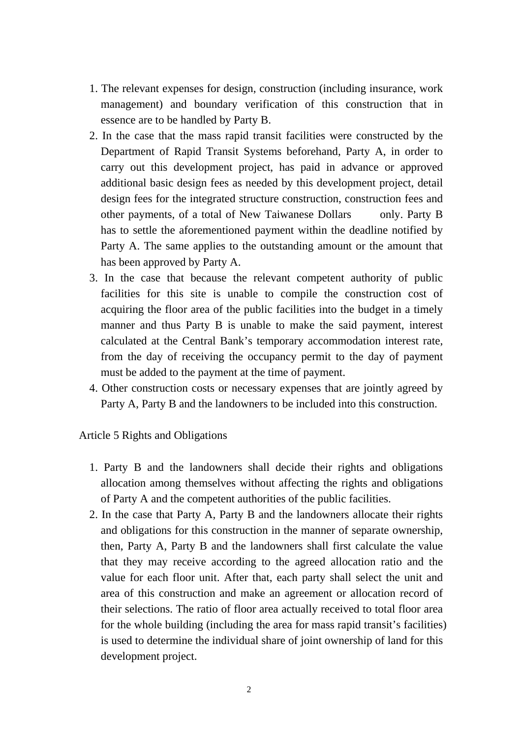1. The relevant expenses for design, construction (including insurance, work management) and boundary verification of this construction that in essence are to be handled by Party B.
2. In the case that the mass rapid transit facilities were constructed by the Department of Rapid Transit Systems beforehand, Party A, in order to carry out this development project, has paid in advance or approved additional basic design fees as needed by this development project, detail design fees for the integrated structure construction, construction fees and other payments, of a total of New Taiwanese Dollars        only. Party B has to settle the aforementioned payment within the deadline notified by Party A. The same applies to the outstanding amount or the amount that has been approved by Party A.
3. In the case that because the relevant competent authority of public facilities for this site is unable to compile the construction cost of acquiring the floor area of the public facilities into the budget in a timely manner and thus Party B is unable to make the said payment, interest calculated at the Central Bank's temporary accommodation interest rate, from the day of receiving the occupancy permit to the day of payment must be added to the payment at the time of payment.
4. Other construction costs or necessary expenses that are jointly agreed by Party A, Party B and the landowners to be included into this construction.

Article 5 Rights and Obligations

1. Party B and the landowners shall decide their rights and obligations allocation among themselves without affecting the rights and obligations of Party A and the competent authorities of the public facilities.
2. In the case that Party A, Party B and the landowners allocate their rights and obligations for this construction in the manner of separate ownership, then, Party A, Party B and the landowners shall first calculate the value that they may receive according to the agreed allocation ratio and the value for each floor unit. After that, each party shall select the unit and area of this construction and make an agreement or allocation record of their selections. The ratio of floor area actually received to total floor area for the whole building (including the area for mass rapid transit's facilities) is used to determine the individual share of joint ownership of land for this development project.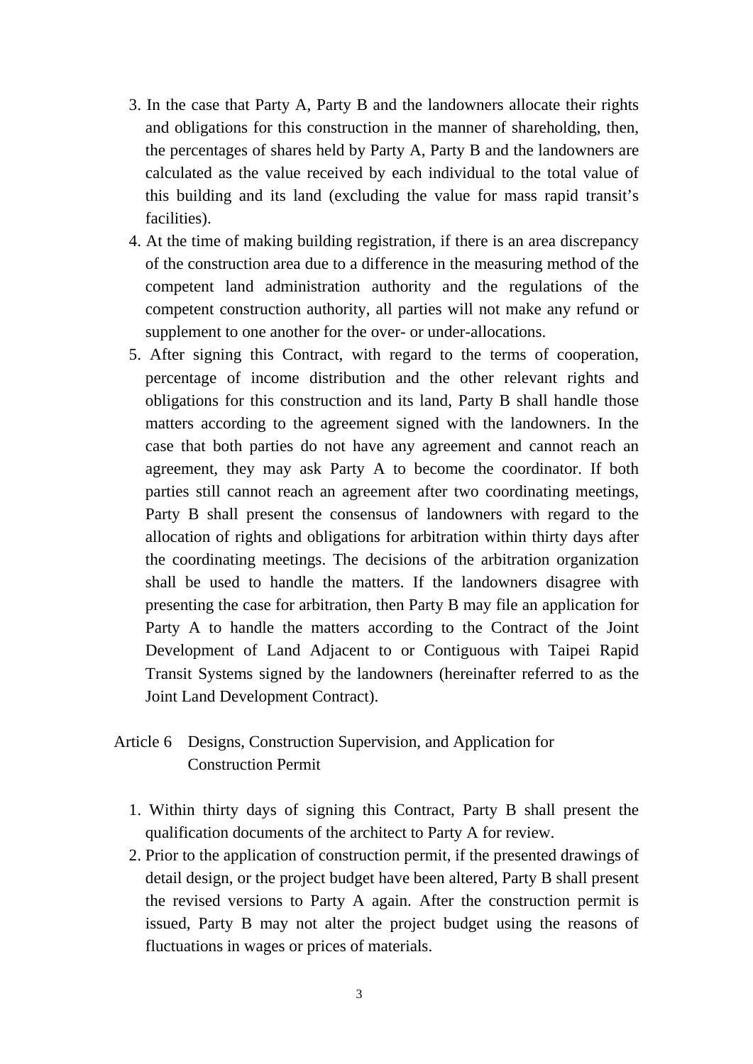3. In the case that Party A, Party B and the landowners allocate their rights and obligations for this construction in the manner of shareholding, then, the percentages of shares held by Party A, Party B and the landowners are calculated as the value received by each individual to the total value of this building and its land (excluding the value for mass rapid transit's facilities).
4. At the time of making building registration, if there is an area discrepancy of the construction area due to a difference in the measuring method of the competent land administration authority and the regulations of the competent construction authority, all parties will not make any refund or supplement to one another for the over- or under-allocations.
5. After signing this Contract, with regard to the terms of cooperation, percentage of income distribution and the other relevant rights and obligations for this construction and its land, Party B shall handle those matters according to the agreement signed with the landowners. In the case that both parties do not have any agreement and cannot reach an agreement, they may ask Party A to become the coordinator. If both parties still cannot reach an agreement after two coordinating meetings, Party B shall present the consensus of landowners with regard to the allocation of rights and obligations for arbitration within thirty days after the coordinating meetings. The decisions of the arbitration organization shall be used to handle the matters. If the landowners disagree with presenting the case for arbitration, then Party B may file an application for Party A to handle the matters according to the Contract of the Joint Development of Land Adjacent to or Contiguous with Taipei Rapid Transit Systems signed by the landowners (hereinafter referred to as the Joint Land Development Contract).

## Article 6 Designs, Construction Supervision, and Application for Construction Permit

1. Within thirty days of signing this Contract, Party B shall present the qualification documents of the architect to Party A for review.
2. Prior to the application of construction permit, if the presented drawings of detail design, or the project budget have been altered, Party B shall present the revised versions to Party A again. After the construction permit is issued, Party B may not alter the project budget using the reasons of fluctuations in wages or prices of materials.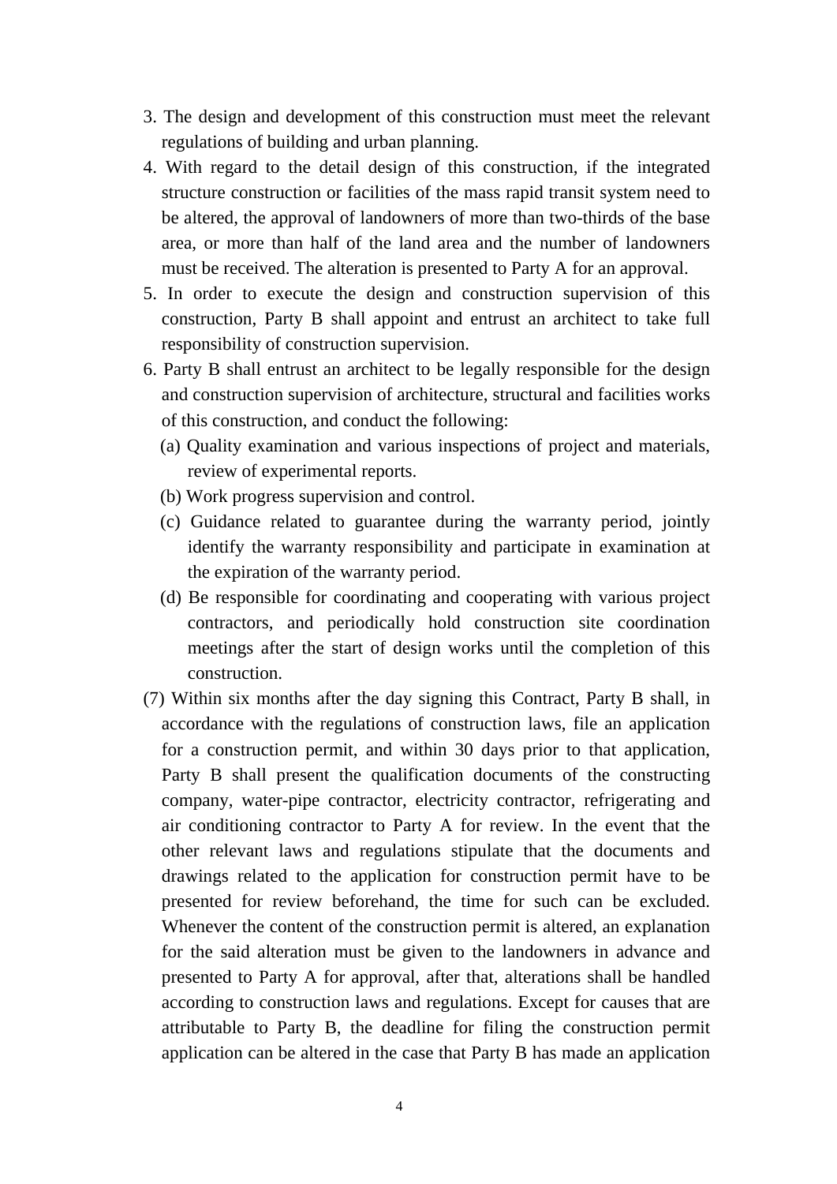3. The design and development of this construction must meet the relevant regulations of building and urban planning.
4. With regard to the detail design of this construction, if the integrated structure construction or facilities of the mass rapid transit system need to be altered, the approval of landowners of more than two-thirds of the base area, or more than half of the land area and the number of landowners must be received. The alteration is presented to Party A for an approval.
5. In order to execute the design and construction supervision of this construction, Party B shall appoint and entrust an architect to take full responsibility of construction supervision.
6. Party B shall entrust an architect to be legally responsible for the design and construction supervision of architecture, structural and facilities works of this construction, and conduct the following:
   (a) Quality examination and various inspections of project and materials, review of experimental reports.
   (b) Work progress supervision and control.
   (c) Guidance related to guarantee during the warranty period, jointly identify the warranty responsibility and participate in examination at the expiration of the warranty period.
   (d) Be responsible for coordinating and cooperating with various project contractors, and periodically hold construction site coordination meetings after the start of design works until the completion of this construction.

(7) Within six months after the day signing this Contract, Party B shall, in accordance with the regulations of construction laws, file an application for a construction permit, and within 30 days prior to that application, Party B shall present the qualification documents of the constructing company, water-pipe contractor, electricity contractor, refrigerating and air conditioning contractor to Party A for review. In the event that the other relevant laws and regulations stipulate that the documents and drawings related to the application for construction permit have to be presented for review beforehand, the time for such can be excluded. Whenever the content of the construction permit is altered, an explanation for the said alteration must be given to the landowners in advance and presented to Party A for approval, after that, alterations shall be handled according to construction laws and regulations. Except for causes that are attributable to Party B, the deadline for filing the construction permit application can be altered in the case that Party B has made an application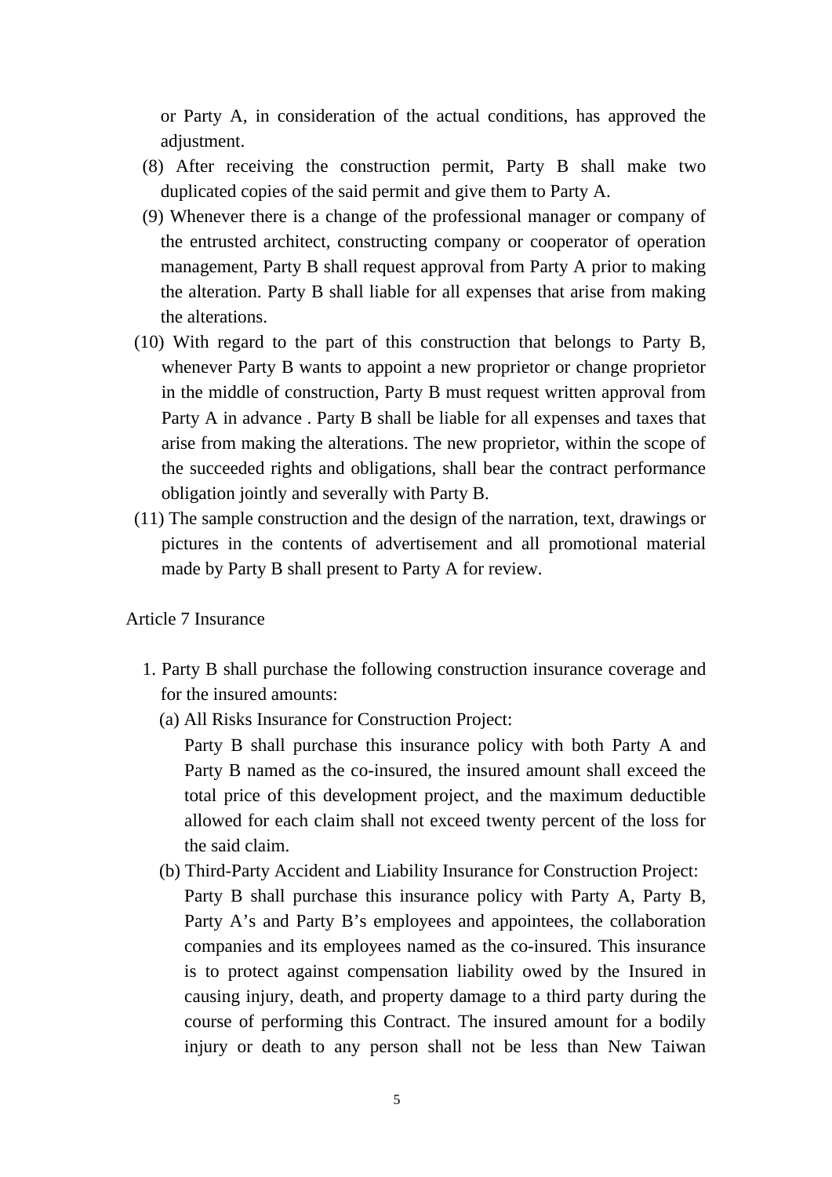or Party A, in consideration of the actual conditions, has approved the adjustment.

(8) After receiving the construction permit, Party B shall make two duplicated copies of the said permit and give them to Party A.

(9) Whenever there is a change of the professional manager or company of the entrusted architect, constructing company or cooperator of operation management, Party B shall request approval from Party A prior to making the alteration. Party B shall liable for all expenses that arise from making the alterations.

(10) With regard to the part of this construction that belongs to Party B, whenever Party B wants to appoint a new proprietor or change proprietor in the middle of construction, Party B must request written approval from Party A in advance . Party B shall be liable for all expenses and taxes that arise from making the alterations. The new proprietor, within the scope of the succeeded rights and obligations, shall bear the contract performance obligation jointly and severally with Party B.

(11) The sample construction and the design of the narration, text, drawings or pictures in the contents of advertisement and all promotional material made by Party B shall present to Party A for review.

Article 7 Insurance

1. Party B shall purchase the following construction insurance coverage and for the insured amounts:

   (a) All Risks Insurance for Construction Project:

   Party B shall purchase this insurance policy with both Party A and Party B named as the co-insured, the insured amount shall exceed the total price of this development project, and the maximum deductible allowed for each claim shall not exceed twenty percent of the loss for the said claim.

   (b) Third-Party Accident and Liability Insurance for Construction Project:

   Party B shall purchase this insurance policy with Party A, Party B, Party A's and Party B's employees and appointees, the collaboration companies and its employees named as the co-insured. This insurance is to protect against compensation liability owed by the Insured in causing injury, death, and property damage to a third party during the course of performing this Contract. The insured amount for a bodily injury or death to any person shall not be less than New Taiwan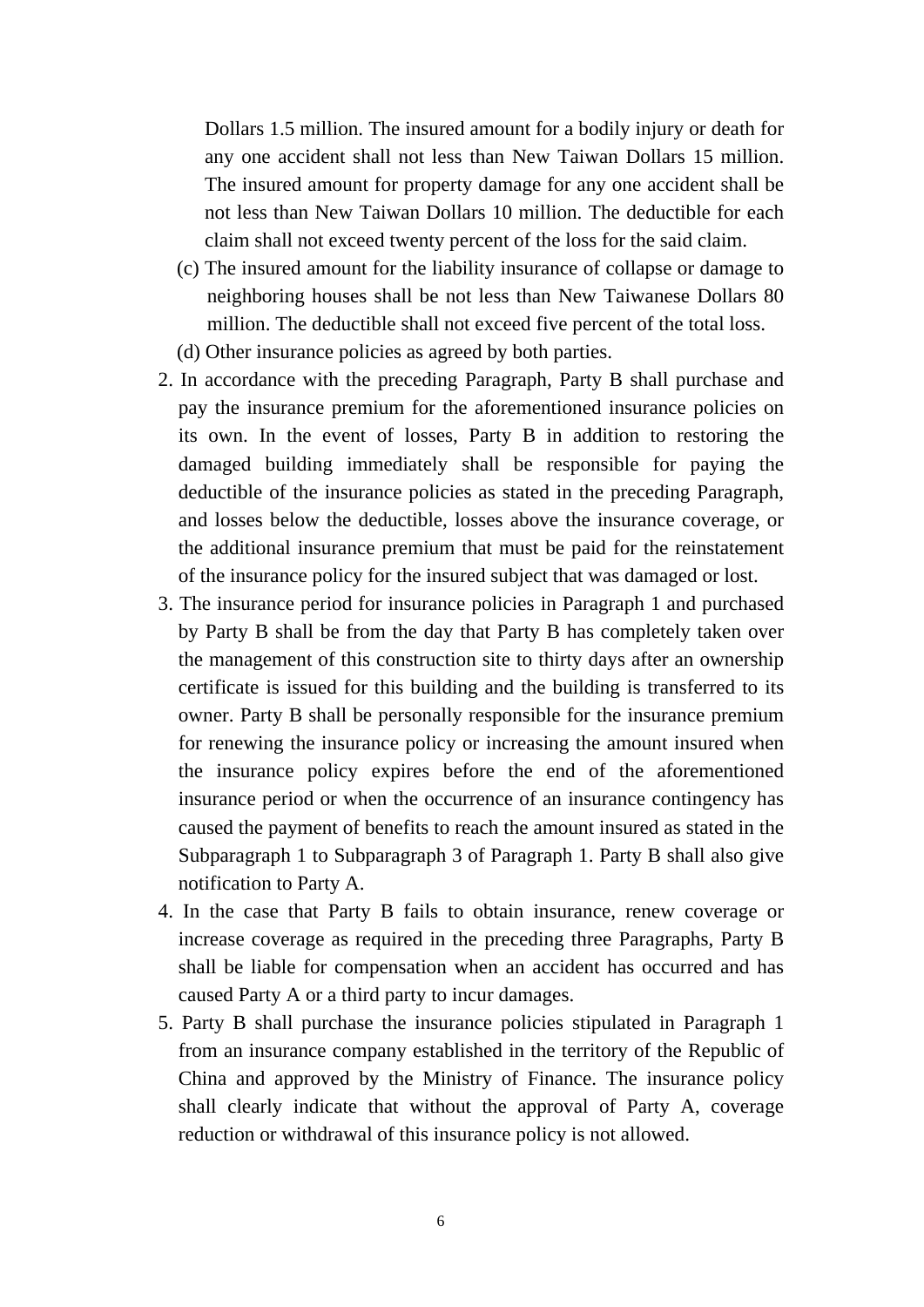Dollars 1.5 million. The insured amount for a bodily injury or death for any one accident shall not less than New Taiwan Dollars 15 million. The insured amount for property damage for any one accident shall be not less than New Taiwan Dollars 10 million. The deductible for each claim shall not exceed twenty percent of the loss for the said claim.

(c) The insured amount for the liability insurance of collapse or damage to neighboring houses shall be not less than New Taiwanese Dollars 80 million. The deductible shall not exceed five percent of the total loss.

(d) Other insurance policies as agreed by both parties.

2. In accordance with the preceding Paragraph, Party B shall purchase and pay the insurance premium for the aforementioned insurance policies on its own. In the event of losses, Party B in addition to restoring the damaged building immediately shall be responsible for paying the deductible of the insurance policies as stated in the preceding Paragraph, and losses below the deductible, losses above the insurance coverage, or the additional insurance premium that must be paid for the reinstatement of the insurance policy for the insured subject that was damaged or lost.
3. The insurance period for insurance policies in Paragraph 1 and purchased by Party B shall be from the day that Party B has completely taken over the management of this construction site to thirty days after an ownership certificate is issued for this building and the building is transferred to its owner. Party B shall be personally responsible for the insurance premium for renewing the insurance policy or increasing the amount insured when the insurance policy expires before the end of the aforementioned insurance period or when the occurrence of an insurance contingency has caused the payment of benefits to reach the amount insured as stated in the Subparagraph 1 to Subparagraph 3 of Paragraph 1. Party B shall also give notification to Party A.
4. In the case that Party B fails to obtain insurance, renew coverage or increase coverage as required in the preceding three Paragraphs, Party B shall be liable for compensation when an accident has occurred and has caused Party A or a third party to incur damages.
5. Party B shall purchase the insurance policies stipulated in Paragraph 1 from an insurance company established in the territory of the Republic of China and approved by the Ministry of Finance. The insurance policy shall clearly indicate that without the approval of Party A, coverage reduction or withdrawal of this insurance policy is not allowed.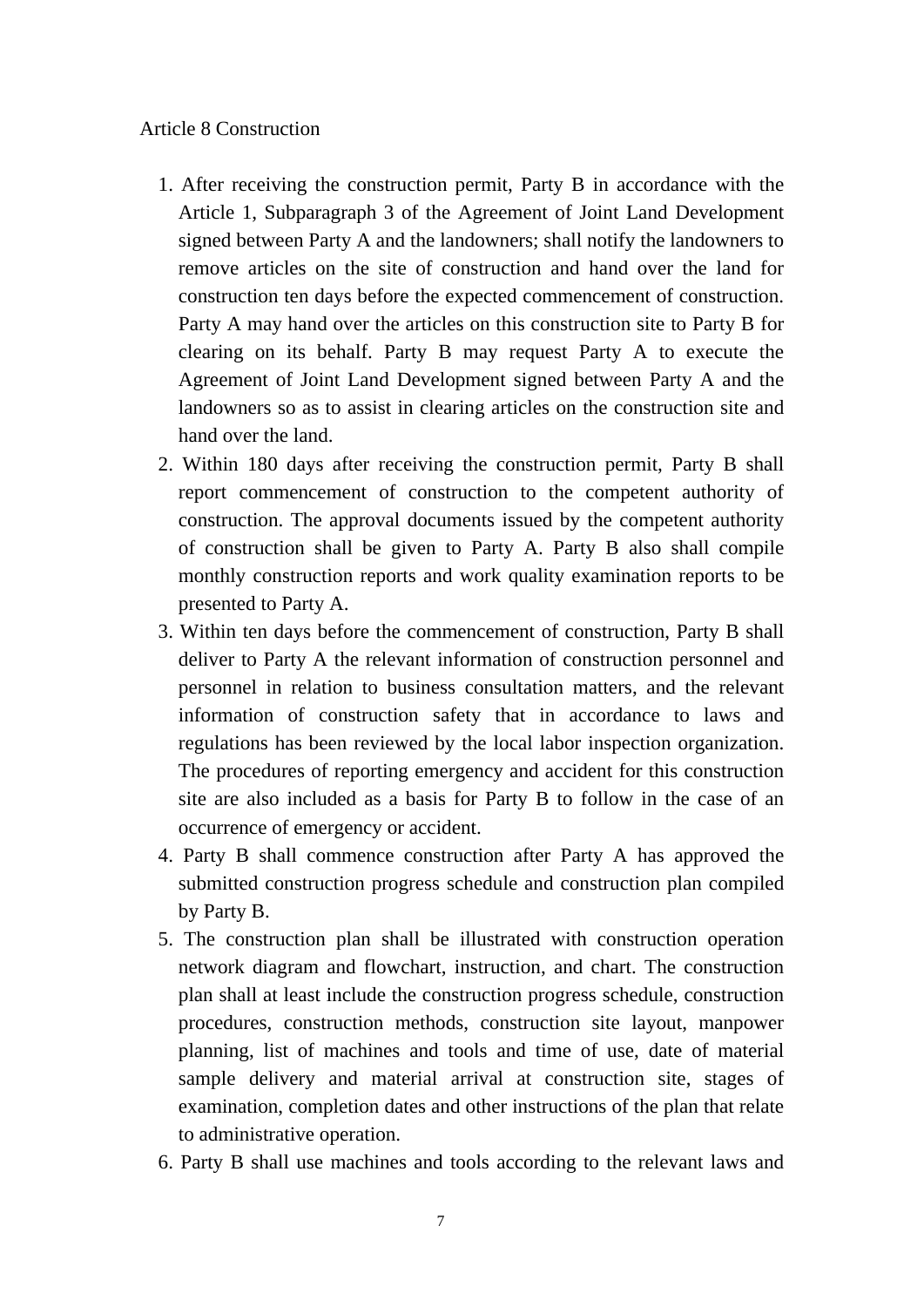Article 8 Construction

1. After receiving the construction permit, Party B in accordance with the Article 1, Subparagraph 3 of the Agreement of Joint Land Development signed between Party A and the landowners; shall notify the landowners to remove articles on the site of construction and hand over the land for construction ten days before the expected commencement of construction. Party A may hand over the articles on this construction site to Party B for clearing on its behalf. Party B may request Party A to execute the Agreement of Joint Land Development signed between Party A and the landowners so as to assist in clearing articles on the construction site and hand over the land.
2. Within 180 days after receiving the construction permit, Party B shall report commencement of construction to the competent authority of construction. The approval documents issued by the competent authority of construction shall be given to Party A. Party B also shall compile monthly construction reports and work quality examination reports to be presented to Party A.
3. Within ten days before the commencement of construction, Party B shall deliver to Party A the relevant information of construction personnel and personnel in relation to business consultation matters, and the relevant information of construction safety that in accordance to laws and regulations has been reviewed by the local labor inspection organization. The procedures of reporting emergency and accident for this construction site are also included as a basis for Party B to follow in the case of an occurrence of emergency or accident.
4. Party B shall commence construction after Party A has approved the submitted construction progress schedule and construction plan compiled by Party B.
5. The construction plan shall be illustrated with construction operation network diagram and flowchart, instruction, and chart. The construction plan shall at least include the construction progress schedule, construction procedures, construction methods, construction site layout, manpower planning, list of machines and tools and time of use, date of material sample delivery and material arrival at construction site, stages of examination, completion dates and other instructions of the plan that relate to administrative operation.
6. Party B shall use machines and tools according to the relevant laws and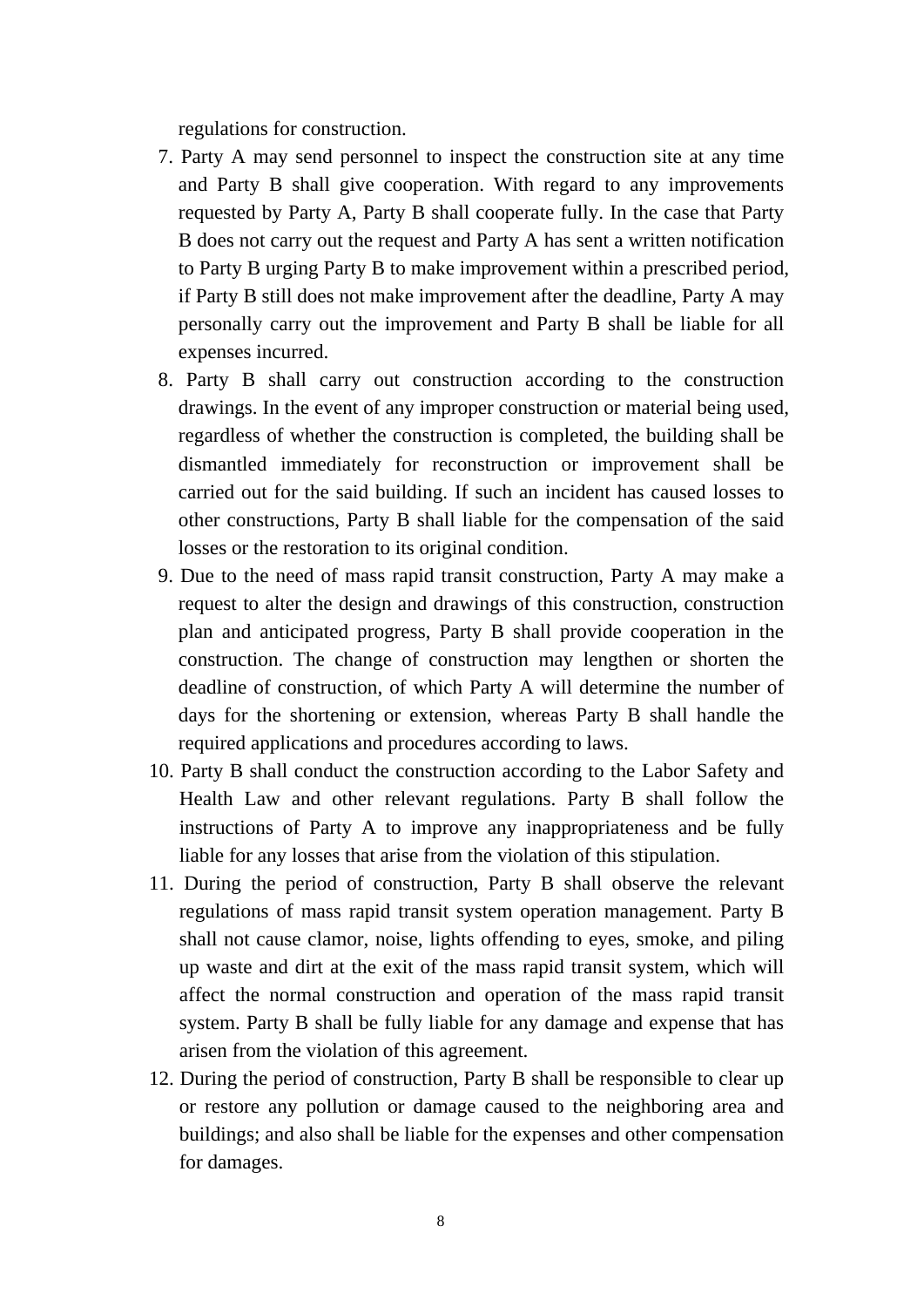regulations for construction.

7. Party A may send personnel to inspect the construction site at any time and Party B shall give cooperation. With regard to any improvements requested by Party A, Party B shall cooperate fully. In the case that Party B does not carry out the request and Party A has sent a written notification to Party B urging Party B to make improvement within a prescribed period, if Party B still does not make improvement after the deadline, Party A may personally carry out the improvement and Party B shall be liable for all expenses incurred.
8. Party B shall carry out construction according to the construction drawings. In the event of any improper construction or material being used, regardless of whether the construction is completed, the building shall be dismantled immediately for reconstruction or improvement shall be carried out for the said building. If such an incident has caused losses to other constructions, Party B shall liable for the compensation of the said losses or the restoration to its original condition.
9. Due to the need of mass rapid transit construction, Party A may make a request to alter the design and drawings of this construction, construction plan and anticipated progress, Party B shall provide cooperation in the construction. The change of construction may lengthen or shorten the deadline of construction, of which Party A will determine the number of days for the shortening or extension, whereas Party B shall handle the required applications and procedures according to laws.
10. Party B shall conduct the construction according to the Labor Safety and Health Law and other relevant regulations. Party B shall follow the instructions of Party A to improve any inappropriateness and be fully liable for any losses that arise from the violation of this stipulation.
11. During the period of construction, Party B shall observe the relevant regulations of mass rapid transit system operation management. Party B shall not cause clamor, noise, lights offending to eyes, smoke, and piling up waste and dirt at the exit of the mass rapid transit system, which will affect the normal construction and operation of the mass rapid transit system. Party B shall be fully liable for any damage and expense that has arisen from the violation of this agreement.
12. During the period of construction, Party B shall be responsible to clear up or restore any pollution or damage caused to the neighboring area and buildings; and also shall be liable for the expenses and other compensation for damages.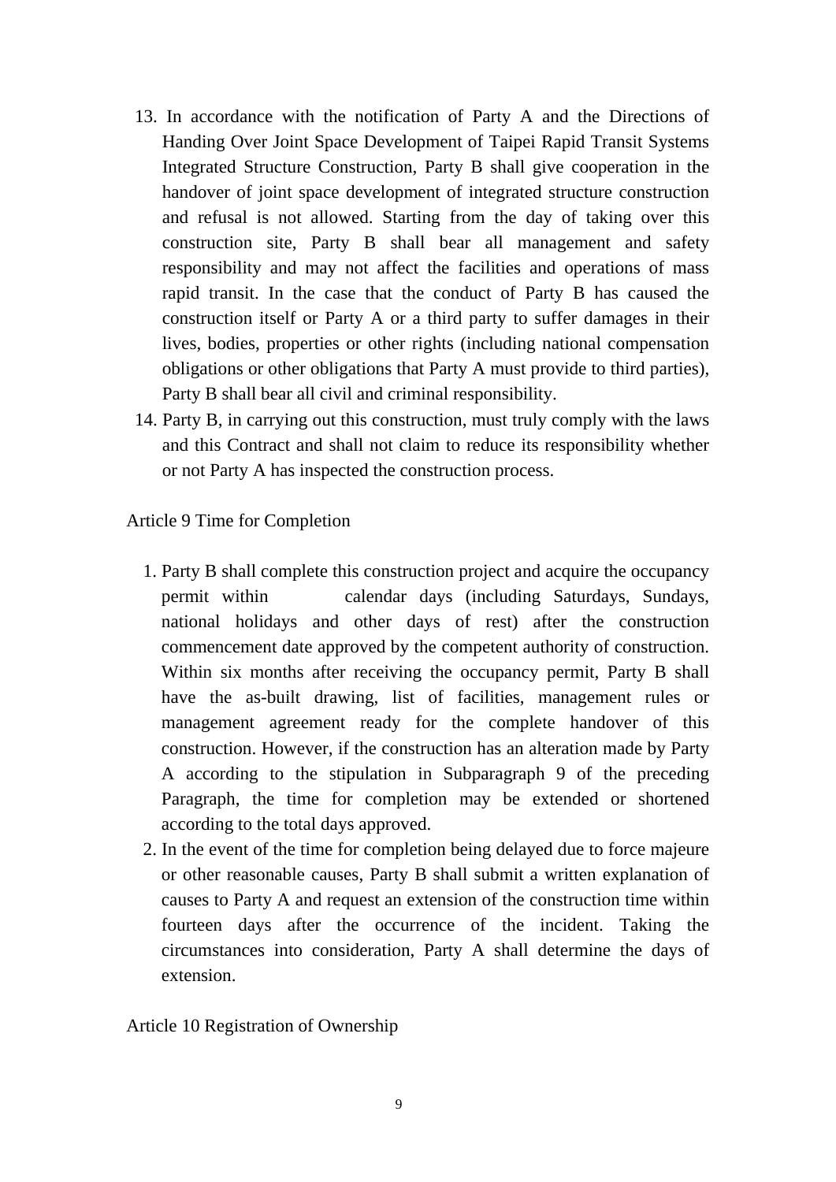13. In accordance with the notification of Party A and the Directions of Handing Over Joint Space Development of Taipei Rapid Transit Systems Integrated Structure Construction, Party B shall give cooperation in the handover of joint space development of integrated structure construction and refusal is not allowed. Starting from the day of taking over this construction site, Party B shall bear all management and safety responsibility and may not affect the facilities and operations of mass rapid transit. In the case that the conduct of Party B has caused the construction itself or Party A or a third party to suffer damages in their lives, bodies, properties or other rights (including national compensation obligations or other obligations that Party A must provide to third parties), Party B shall bear all civil and criminal responsibility.
14. Party B, in carrying out this construction, must truly comply with the laws and this Contract and shall not claim to reduce its responsibility whether or not Party A has inspected the construction process.

Article 9 Time for Completion

1. Party B shall complete this construction project and acquire the occupancy permit within            calendar days (including Saturdays, Sundays, national holidays and other days of rest) after the construction commencement date approved by the competent authority of construction. Within six months after receiving the occupancy permit, Party B shall have the as-built drawing, list of facilities, management rules or management agreement ready for the complete handover of this construction. However, if the construction has an alteration made by Party A according to the stipulation in Subparagraph 9 of the preceding Paragraph, the time for completion may be extended or shortened according to the total days approved.
2. In the event of the time for completion being delayed due to force majeure or other reasonable causes, Party B shall submit a written explanation of causes to Party A and request an extension of the construction time within fourteen days after the occurrence of the incident. Taking the circumstances into consideration, Party A shall determine the days of extension.

Article 10 Registration of Ownership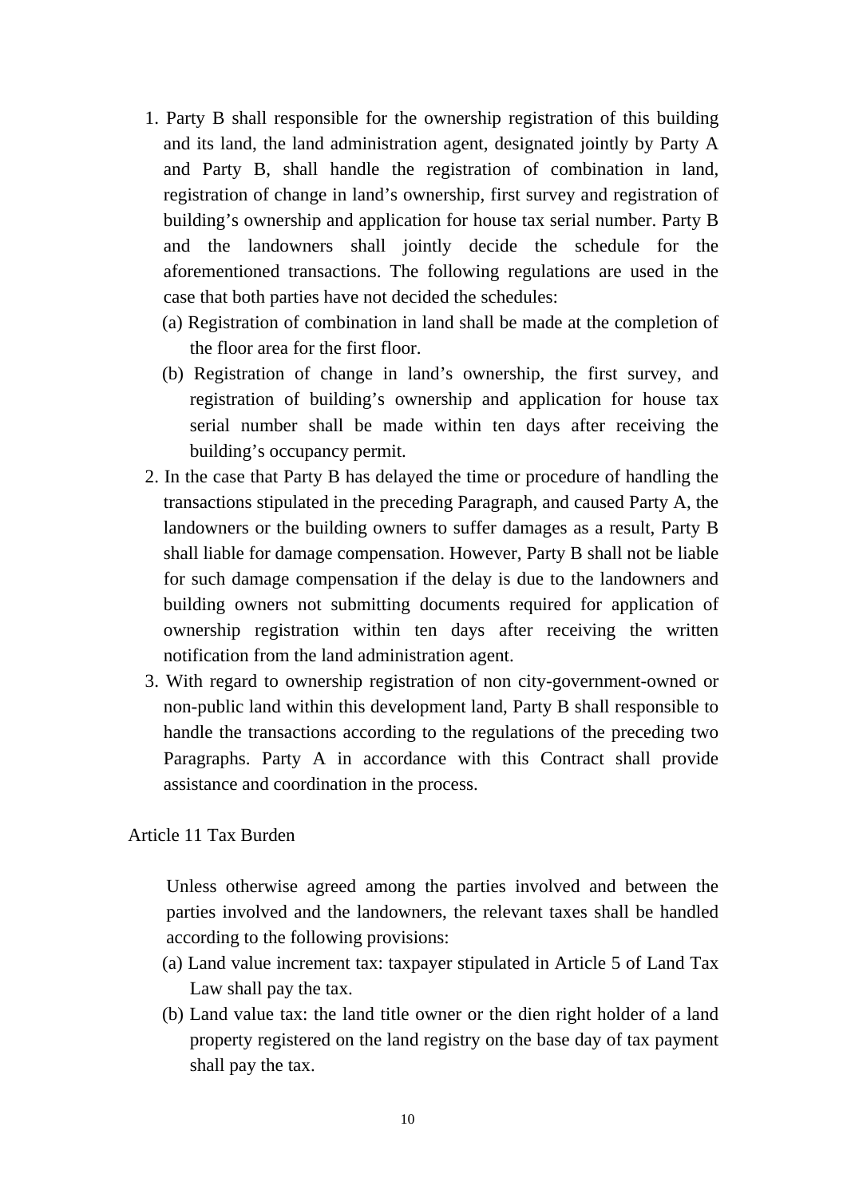1. Party B shall responsible for the ownership registration of this building and its land, the land administration agent, designated jointly by Party A and Party B, shall handle the registration of combination in land, registration of change in land's ownership, first survey and registration of building's ownership and application for house tax serial number. Party B and the landowners shall jointly decide the schedule for the aforementioned transactions. The following regulations are used in the case that both parties have not decided the schedules:
   (a) Registration of combination in land shall be made at the completion of the floor area for the first floor.
   (b) Registration of change in land's ownership, the first survey, and registration of building's ownership and application for house tax serial number shall be made within ten days after receiving the building's occupancy permit.
2. In the case that Party B has delayed the time or procedure of handling the transactions stipulated in the preceding Paragraph, and caused Party A, the landowners or the building owners to suffer damages as a result, Party B shall liable for damage compensation. However, Party B shall not be liable for such damage compensation if the delay is due to the landowners and building owners not submitting documents required for application of ownership registration within ten days after receiving the written notification from the land administration agent.
3. With regard to ownership registration of non city-government-owned or non-public land within this development land, Party B shall responsible to handle the transactions according to the regulations of the preceding two Paragraphs. Party A in accordance with this Contract shall provide assistance and coordination in the process.

Article 11 Tax Burden

Unless otherwise agreed among the parties involved and between the parties involved and the landowners, the relevant taxes shall be handled according to the following provisions:

(a) Land value increment tax: taxpayer stipulated in Article 5 of Land Tax Law shall pay the tax.
(b) Land value tax: the land title owner or the dien right holder of a land property registered on the land registry on the base day of tax payment shall pay the tax.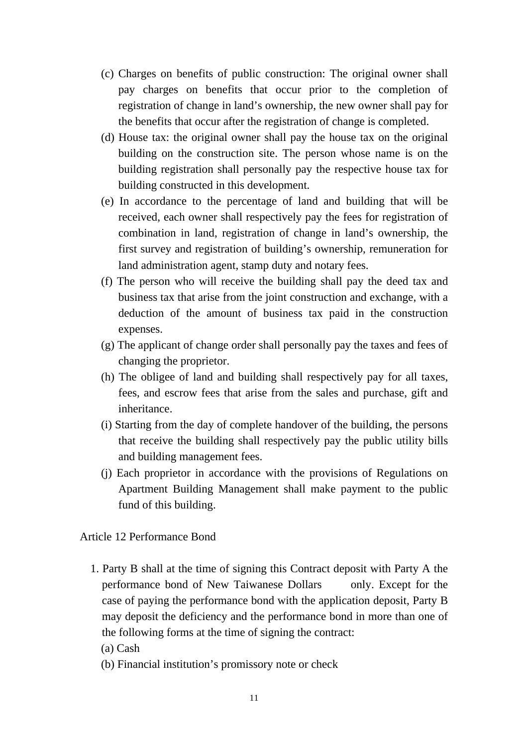(c) Charges on benefits of public construction: The original owner shall pay charges on benefits that occur prior to the completion of registration of change in land's ownership, the new owner shall pay for the benefits that occur after the registration of change is completed.

(d) House tax: the original owner shall pay the house tax on the original building on the construction site. The person whose name is on the building registration shall personally pay the respective house tax for building constructed in this development.

(e) In accordance to the percentage of land and building that will be received, each owner shall respectively pay the fees for registration of combination in land, registration of change in land's ownership, the first survey and registration of building's ownership, remuneration for land administration agent, stamp duty and notary fees.

(f) The person who will receive the building shall pay the deed tax and business tax that arise from the joint construction and exchange, with a deduction of the amount of business tax paid in the construction expenses.

(g) The applicant of change order shall personally pay the taxes and fees of changing the proprietor.

(h) The obligee of land and building shall respectively pay for all taxes, fees, and escrow fees that arise from the sales and purchase, gift and inheritance.

(i) Starting from the day of complete handover of the building, the persons that receive the building shall respectively pay the public utility bills and building management fees.

(j) Each proprietor in accordance with the provisions of Regulations on Apartment Building Management shall make payment to the public fund of this building.

Article 12 Performance Bond

1. Party B shall at the time of signing this Contract deposit with Party A the performance bond of New Taiwanese Dollars      only. Except for the case of paying the performance bond with the application deposit, Party B may deposit the deficiency and the performance bond in more than one of the following forms at the time of signing the contract:

   (a) Cash

   (b) Financial institution's promissory note or check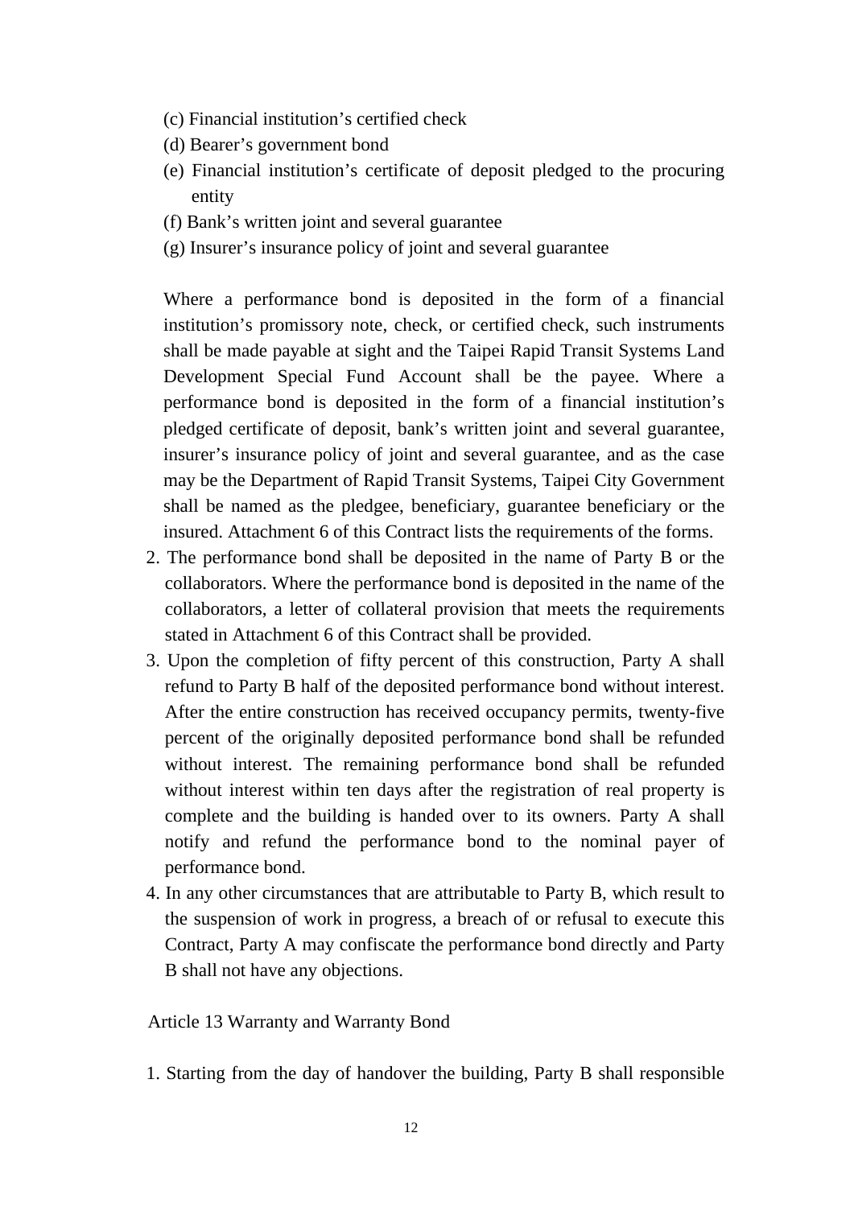(c) Financial institution’s certified check
(d) Bearer’s government bond
(e) Financial institution’s certificate of deposit pledged to the procuring entity
(f) Bank’s written joint and several guarantee
(g) Insurer’s insurance policy of joint and several guarantee

Where a performance bond is deposited in the form of a financial institution’s promissory note, check, or certified check, such instruments shall be made payable at sight and the Taipei Rapid Transit Systems Land Development Special Fund Account shall be the payee. Where a performance bond is deposited in the form of a financial institution’s pledged certificate of deposit, bank’s written joint and several guarantee, insurer’s insurance policy of joint and several guarantee, and as the case may be the Department of Rapid Transit Systems, Taipei City Government shall be named as the pledgee, beneficiary, guarantee beneficiary or the insured. Attachment 6 of this Contract lists the requirements of the forms.

2. The performance bond shall be deposited in the name of Party B or the collaborators. Where the performance bond is deposited in the name of the collaborators, a letter of collateral provision that meets the requirements stated in Attachment 6 of this Contract shall be provided.
3. Upon the completion of fifty percent of this construction, Party A shall refund to Party B half of the deposited performance bond without interest. After the entire construction has received occupancy permits, twenty-five percent of the originally deposited performance bond shall be refunded without interest. The remaining performance bond shall be refunded without interest within ten days after the registration of real property is complete and the building is handed over to its owners. Party A shall notify and refund the performance bond to the nominal payer of performance bond.
4. In any other circumstances that are attributable to Party B, which result to the suspension of work in progress, a breach of or refusal to execute this Contract, Party A may confiscate the performance bond directly and Party B shall not have any objections.

Article 13 Warranty and Warranty Bond

1. Starting from the day of handover the building, Party B shall responsible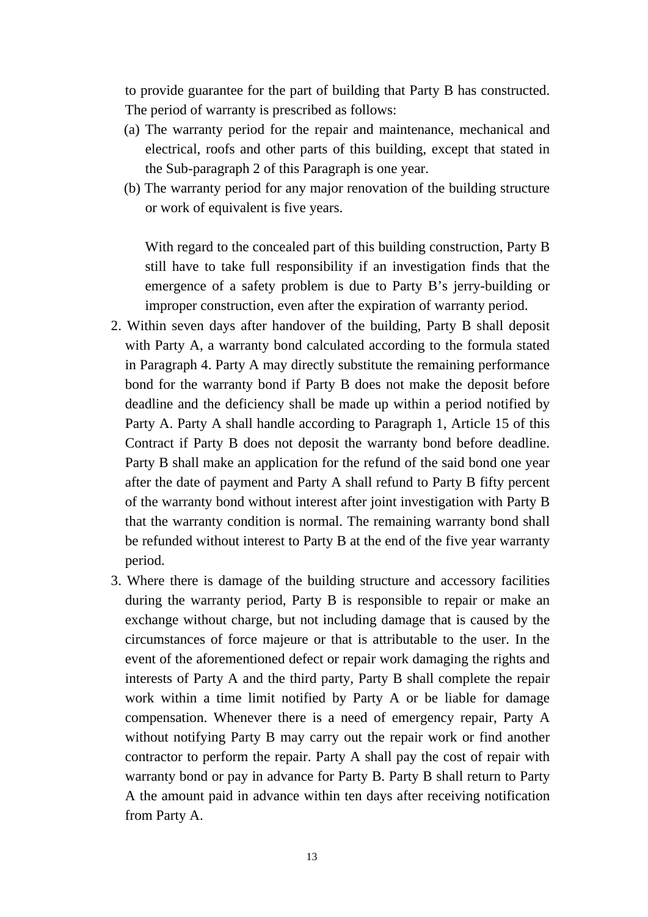to provide guarantee for the part of building that Party B has constructed. The period of warranty is prescribed as follows:

(a) The warranty period for the repair and maintenance, mechanical and electrical, roofs and other parts of this building, except that stated in the Sub-paragraph 2 of this Paragraph is one year.

(b) The warranty period for any major renovation of the building structure or work of equivalent is five years.

With regard to the concealed part of this building construction, Party B still have to take full responsibility if an investigation finds that the emergence of a safety problem is due to Party B's jerry-building or improper construction, even after the expiration of warranty period.

2. Within seven days after handover of the building, Party B shall deposit with Party A, a warranty bond calculated according to the formula stated in Paragraph 4. Party A may directly substitute the remaining performance bond for the warranty bond if Party B does not make the deposit before deadline and the deficiency shall be made up within a period notified by Party A. Party A shall handle according to Paragraph 1, Article 15 of this Contract if Party B does not deposit the warranty bond before deadline. Party B shall make an application for the refund of the said bond one year after the date of payment and Party A shall refund to Party B fifty percent of the warranty bond without interest after joint investigation with Party B that the warranty condition is normal. The remaining warranty bond shall be refunded without interest to Party B at the end of the five year warranty period.

3. Where there is damage of the building structure and accessory facilities during the warranty period, Party B is responsible to repair or make an exchange without charge, but not including damage that is caused by the circumstances of force majeure or that is attributable to the user. In the event of the aforementioned defect or repair work damaging the rights and interests of Party A and the third party, Party B shall complete the repair work within a time limit notified by Party A or be liable for damage compensation. Whenever there is a need of emergency repair, Party A without notifying Party B may carry out the repair work or find another contractor to perform the repair. Party A shall pay the cost of repair with warranty bond or pay in advance for Party B. Party B shall return to Party A the amount paid in advance within ten days after receiving notification from Party A.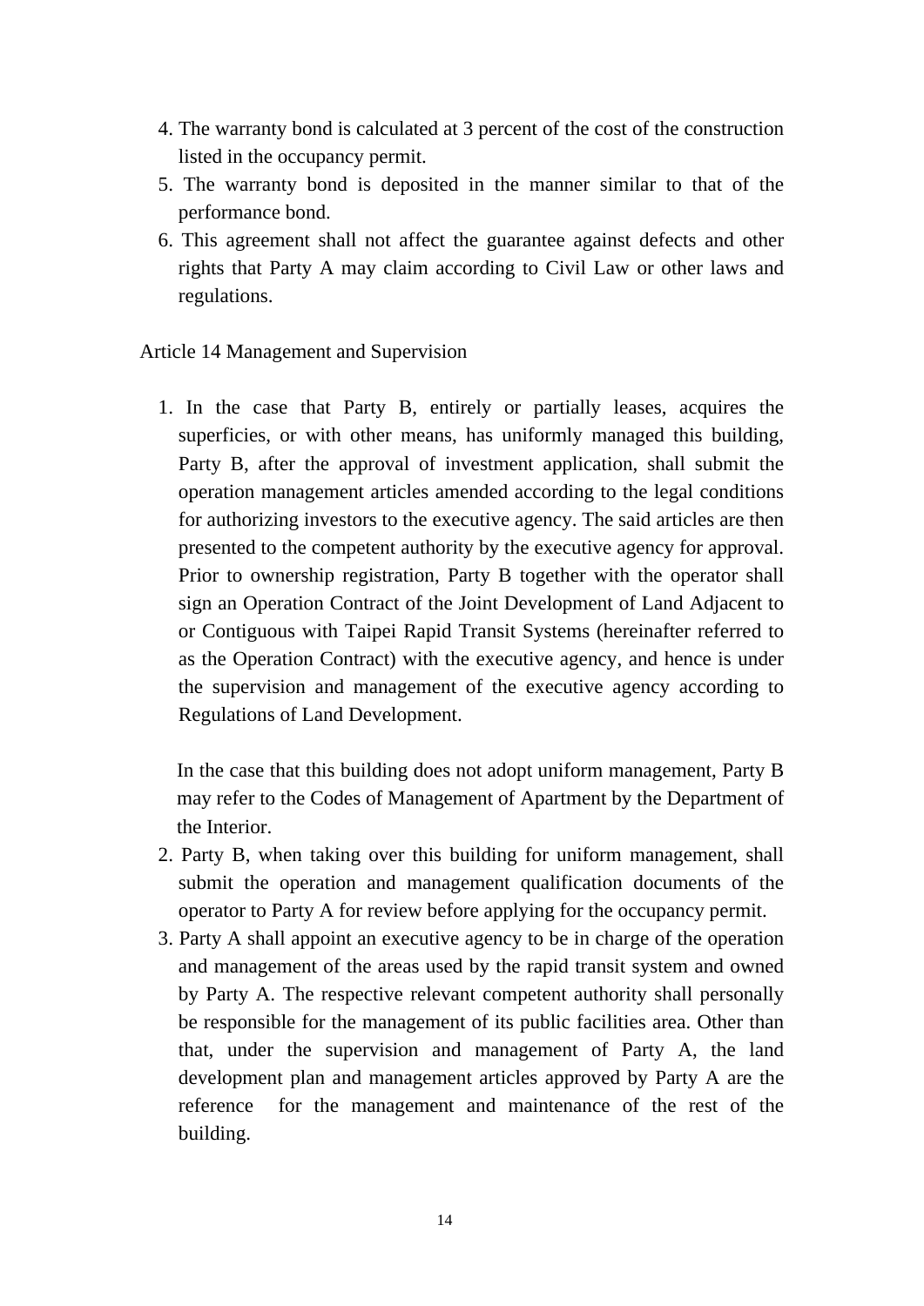4. The warranty bond is calculated at 3 percent of the cost of the construction listed in the occupancy permit.
5. The warranty bond is deposited in the manner similar to that of the performance bond.
6. This agreement shall not affect the guarantee against defects and other rights that Party A may claim according to Civil Law or other laws and regulations.

Article 14 Management and Supervision

1. In the case that Party B, entirely or partially leases, acquires the superficies, or with other means, has uniformly managed this building, Party B, after the approval of investment application, shall submit the operation management articles amended according to the legal conditions for authorizing investors to the executive agency. The said articles are then presented to the competent authority by the executive agency for approval. Prior to ownership registration, Party B together with the operator shall sign an Operation Contract of the Joint Development of Land Adjacent to or Contiguous with Taipei Rapid Transit Systems (hereinafter referred to as the Operation Contract) with the executive agency, and hence is under the supervision and management of the executive agency according to Regulations of Land Development.

   In the case that this building does not adopt uniform management, Party B may refer to the Codes of Management of Apartment by the Department of the Interior.
2. Party B, when taking over this building for uniform management, shall submit the operation and management qualification documents of the operator to Party A for review before applying for the occupancy permit.
3. Party A shall appoint an executive agency to be in charge of the operation and management of the areas used by the rapid transit system and owned by Party A. The respective relevant competent authority shall personally be responsible for the management of its public facilities area. Other than that, under the supervision and management of Party A, the land development plan and management articles approved by Party A are the reference for the management and maintenance of the rest of the building.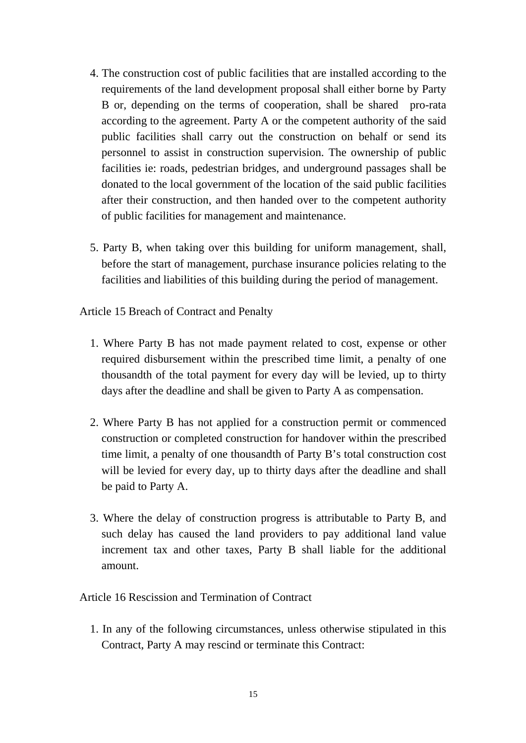4. The construction cost of public facilities that are installed according to the requirements of the land development proposal shall either borne by Party B or, depending on the terms of cooperation, shall be shared pro-rata according to the agreement. Party A or the competent authority of the said public facilities shall carry out the construction on behalf or send its personnel to assist in construction supervision. The ownership of public facilities ie: roads, pedestrian bridges, and underground passages shall be donated to the local government of the location of the said public facilities after their construction, and then handed over to the competent authority of public facilities for management and maintenance.

5. Party B, when taking over this building for uniform management, shall, before the start of management, purchase insurance policies relating to the facilities and liabilities of this building during the period of management.

Article 15 Breach of Contract and Penalty

1. Where Party B has not made payment related to cost, expense or other required disbursement within the prescribed time limit, a penalty of one thousandth of the total payment for every day will be levied, up to thirty days after the deadline and shall be given to Party A as compensation.

2. Where Party B has not applied for a construction permit or commenced construction or completed construction for handover within the prescribed time limit, a penalty of one thousandth of Party B's total construction cost will be levied for every day, up to thirty days after the deadline and shall be paid to Party A.

3. Where the delay of construction progress is attributable to Party B, and such delay has caused the land providers to pay additional land value increment tax and other taxes, Party B shall liable for the additional amount.

Article 16 Rescission and Termination of Contract

1. In any of the following circumstances, unless otherwise stipulated in this Contract, Party A may rescind or terminate this Contract: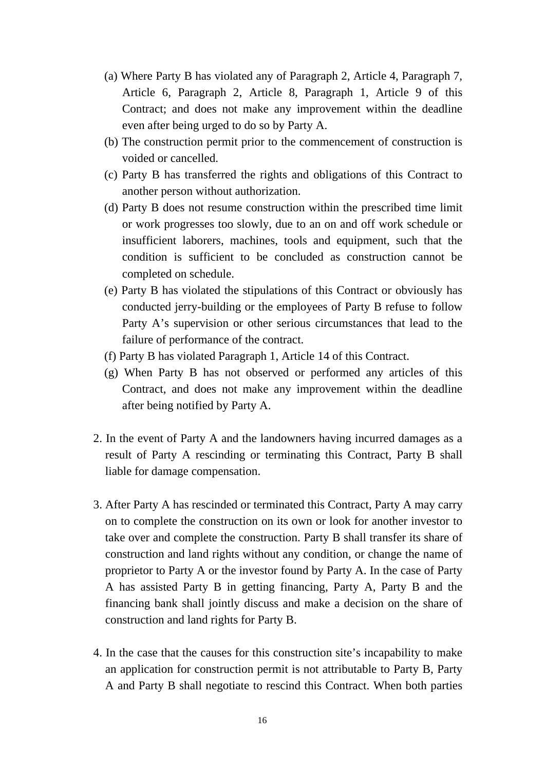(a) Where Party B has violated any of Paragraph 2, Article 4, Paragraph 7, Article 6, Paragraph 2, Article 8, Paragraph 1, Article 9 of this Contract; and does not make any improvement within the deadline even after being urged to do so by Party A.

(b) The construction permit prior to the commencement of construction is voided or cancelled.

(c) Party B has transferred the rights and obligations of this Contract to another person without authorization.

(d) Party B does not resume construction within the prescribed time limit or work progresses too slowly, due to an on and off work schedule or insufficient laborers, machines, tools and equipment, such that the condition is sufficient to be concluded as construction cannot be completed on schedule.

(e) Party B has violated the stipulations of this Contract or obviously has conducted jerry-building or the employees of Party B refuse to follow Party A's supervision or other serious circumstances that lead to the failure of performance of the contract.

(f) Party B has violated Paragraph 1, Article 14 of this Contract.

(g) When Party B has not observed or performed any articles of this Contract, and does not make any improvement within the deadline after being notified by Party A.

2. In the event of Party A and the landowners having incurred damages as a result of Party A rescinding or terminating this Contract, Party B shall liable for damage compensation.

3. After Party A has rescinded or terminated this Contract, Party A may carry on to complete the construction on its own or look for another investor to take over and complete the construction. Party B shall transfer its share of construction and land rights without any condition, or change the name of proprietor to Party A or the investor found by Party A. In the case of Party A has assisted Party B in getting financing, Party A, Party B and the financing bank shall jointly discuss and make a decision on the share of construction and land rights for Party B.

4. In the case that the causes for this construction site's incapability to make an application for construction permit is not attributable to Party B, Party A and Party B shall negotiate to rescind this Contract. When both parties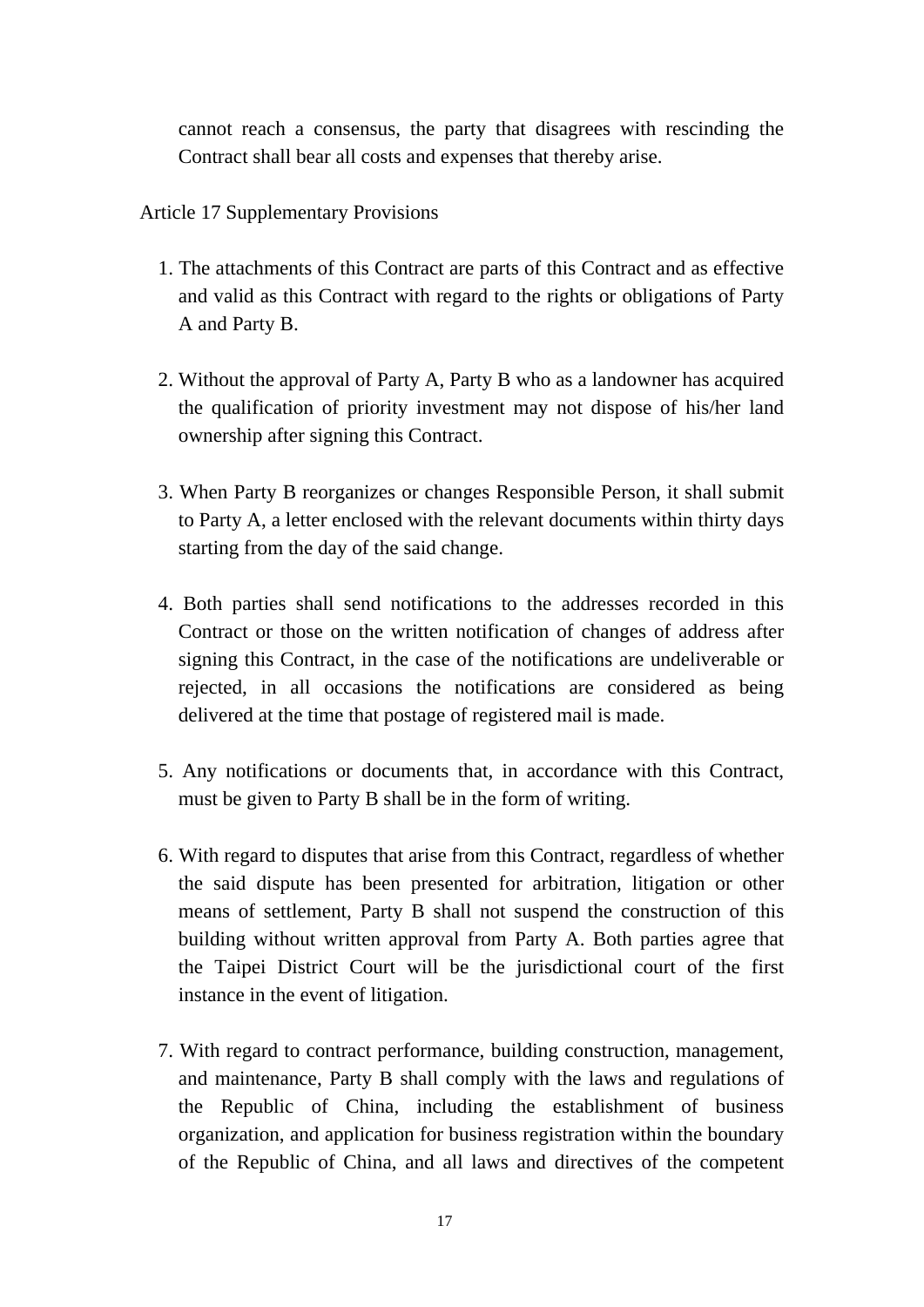cannot reach a consensus, the party that disagrees with rescinding the Contract shall bear all costs and expenses that thereby arise.

Article 17 Supplementary Provisions

1. The attachments of this Contract are parts of this Contract and as effective and valid as this Contract with regard to the rights or obligations of Party A and Party B.

2. Without the approval of Party A, Party B who as a landowner has acquired the qualification of priority investment may not dispose of his/her land ownership after signing this Contract.

3. When Party B reorganizes or changes Responsible Person, it shall submit to Party A, a letter enclosed with the relevant documents within thirty days starting from the day of the said change.

4. Both parties shall send notifications to the addresses recorded in this Contract or those on the written notification of changes of address after signing this Contract, in the case of the notifications are undeliverable or rejected, in all occasions the notifications are considered as being delivered at the time that postage of registered mail is made.

5. Any notifications or documents that, in accordance with this Contract, must be given to Party B shall be in the form of writing.

6. With regard to disputes that arise from this Contract, regardless of whether the said dispute has been presented for arbitration, litigation or other means of settlement, Party B shall not suspend the construction of this building without written approval from Party A. Both parties agree that the Taipei District Court will be the jurisdictional court of the first instance in the event of litigation.

7. With regard to contract performance, building construction, management, and maintenance, Party B shall comply with the laws and regulations of the Republic of China, including the establishment of business organization, and application for business registration within the boundary of the Republic of China, and all laws and directives of the competent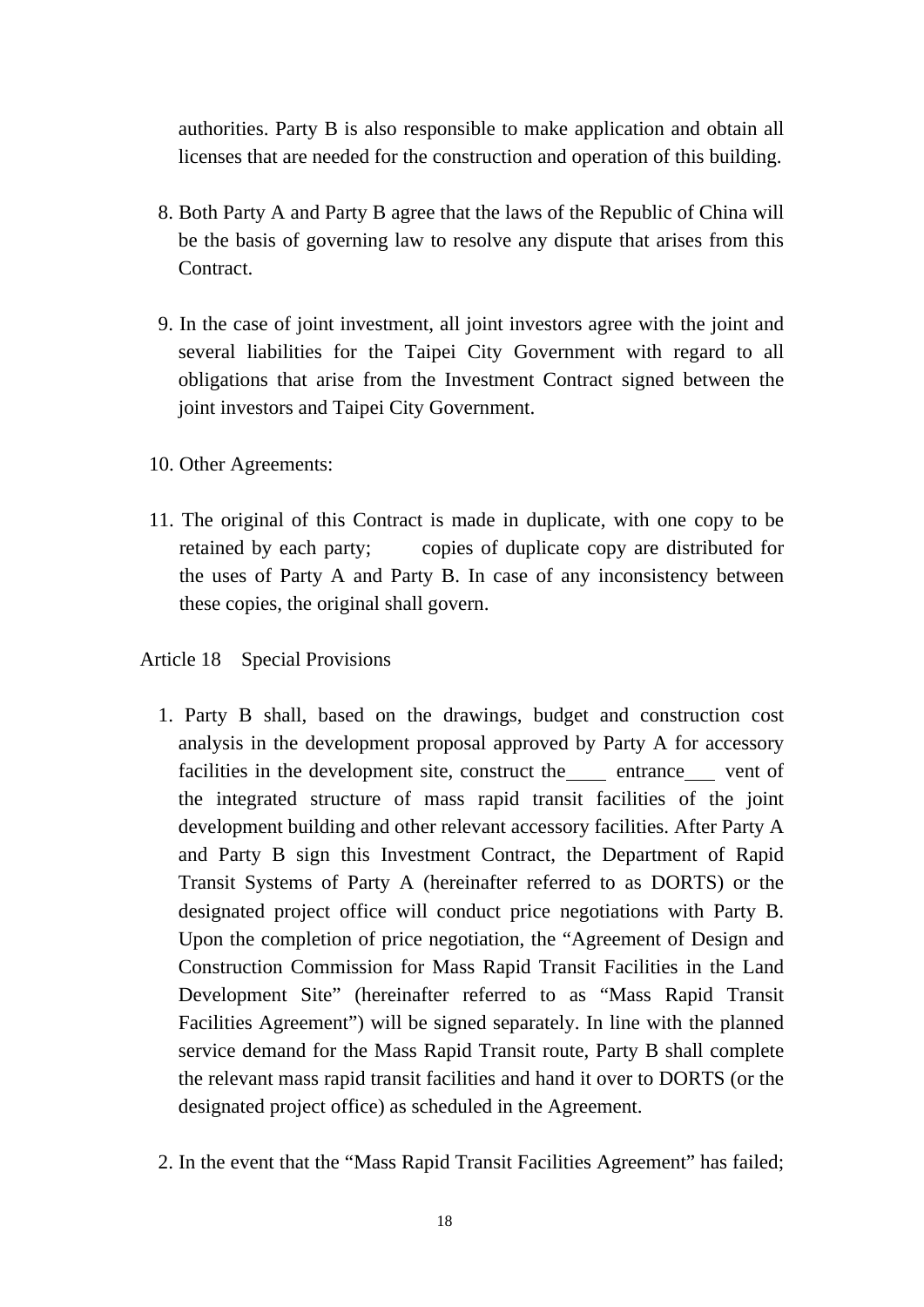authorities. Party B is also responsible to make application and obtain all licenses that are needed for the construction and operation of this building.

8. Both Party A and Party B agree that the laws of the Republic of China will be the basis of governing law to resolve any dispute that arises from this Contract.

9. In the case of joint investment, all joint investors agree with the joint and several liabilities for the Taipei City Government with regard to all obligations that arise from the Investment Contract signed between the joint investors and Taipei City Government.

10. Other Agreements:

11. The original of this Contract is made in duplicate, with one copy to be retained by each party; copies of duplicate copy are distributed for the uses of Party A and Party B. In case of any inconsistency between these copies, the original shall govern.

Article 18 Special Provisions

1. Party B shall, based on the drawings, budget and construction cost analysis in the development proposal approved by Party A for accessory facilities in the development site, construct the____ entrance___ vent of the integrated structure of mass rapid transit facilities of the joint development building and other relevant accessory facilities. After Party A and Party B sign this Investment Contract, the Department of Rapid Transit Systems of Party A (hereinafter referred to as DORTS) or the designated project office will conduct price negotiations with Party B. Upon the completion of price negotiation, the “Agreement of Design and Construction Commission for Mass Rapid Transit Facilities in the Land Development Site” (hereinafter referred to as “Mass Rapid Transit Facilities Agreement”) will be signed separately. In line with the planned service demand for the Mass Rapid Transit route, Party B shall complete the relevant mass rapid transit facilities and hand it over to DORTS (or the designated project office) as scheduled in the Agreement.

2. In the event that the “Mass Rapid Transit Facilities Agreement” has failed;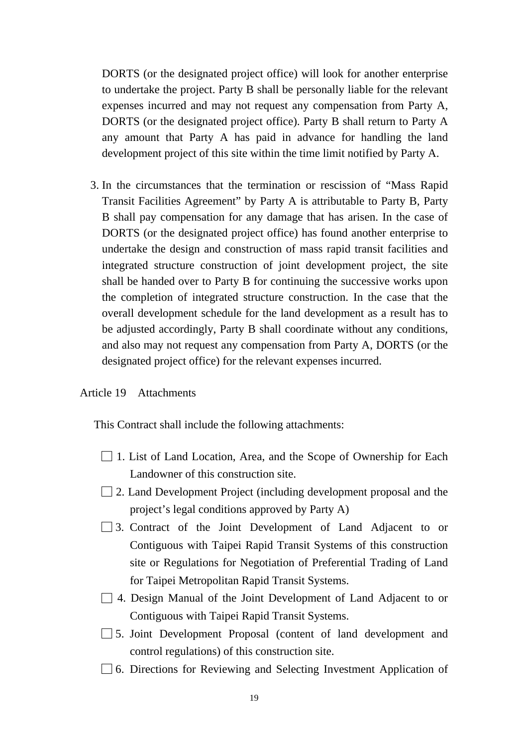DORTS (or the designated project office) will look for another enterprise to undertake the project. Party B shall be personally liable for the relevant expenses incurred and may not request any compensation from Party A, DORTS (or the designated project office). Party B shall return to Party A any amount that Party A has paid in advance for handling the land development project of this site within the time limit notified by Party A.

3. In the circumstances that the termination or rescission of "Mass Rapid Transit Facilities Agreement" by Party A is attributable to Party B, Party B shall pay compensation for any damage that has arisen. In the case of DORTS (or the designated project office) has found another enterprise to undertake the design and construction of mass rapid transit facilities and integrated structure construction of joint development project, the site shall be handed over to Party B for continuing the successive works upon the completion of integrated structure construction. In the case that the overall development schedule for the land development as a result has to be adjusted accordingly, Party B shall coordinate without any conditions, and also may not request any compensation from Party A, DORTS (or the designated project office) for the relevant expenses incurred.

Article 19　Attachments

This Contract shall include the following attachments:

- ☐ 1. List of Land Location, Area, and the Scope of Ownership for Each Landowner of this construction site.
- ☐ 2. Land Development Project (including development proposal and the project's legal conditions approved by Party A)
- ☐ 3. Contract of the Joint Development of Land Adjacent to or Contiguous with Taipei Rapid Transit Systems of this construction site or Regulations for Negotiation of Preferential Trading of Land for Taipei Metropolitan Rapid Transit Systems.
- ☐ 4. Design Manual of the Joint Development of Land Adjacent to or Contiguous with Taipei Rapid Transit Systems.
- ☐ 5. Joint Development Proposal (content of land development and control regulations) of this construction site.
- ☐ 6. Directions for Reviewing and Selecting Investment Application of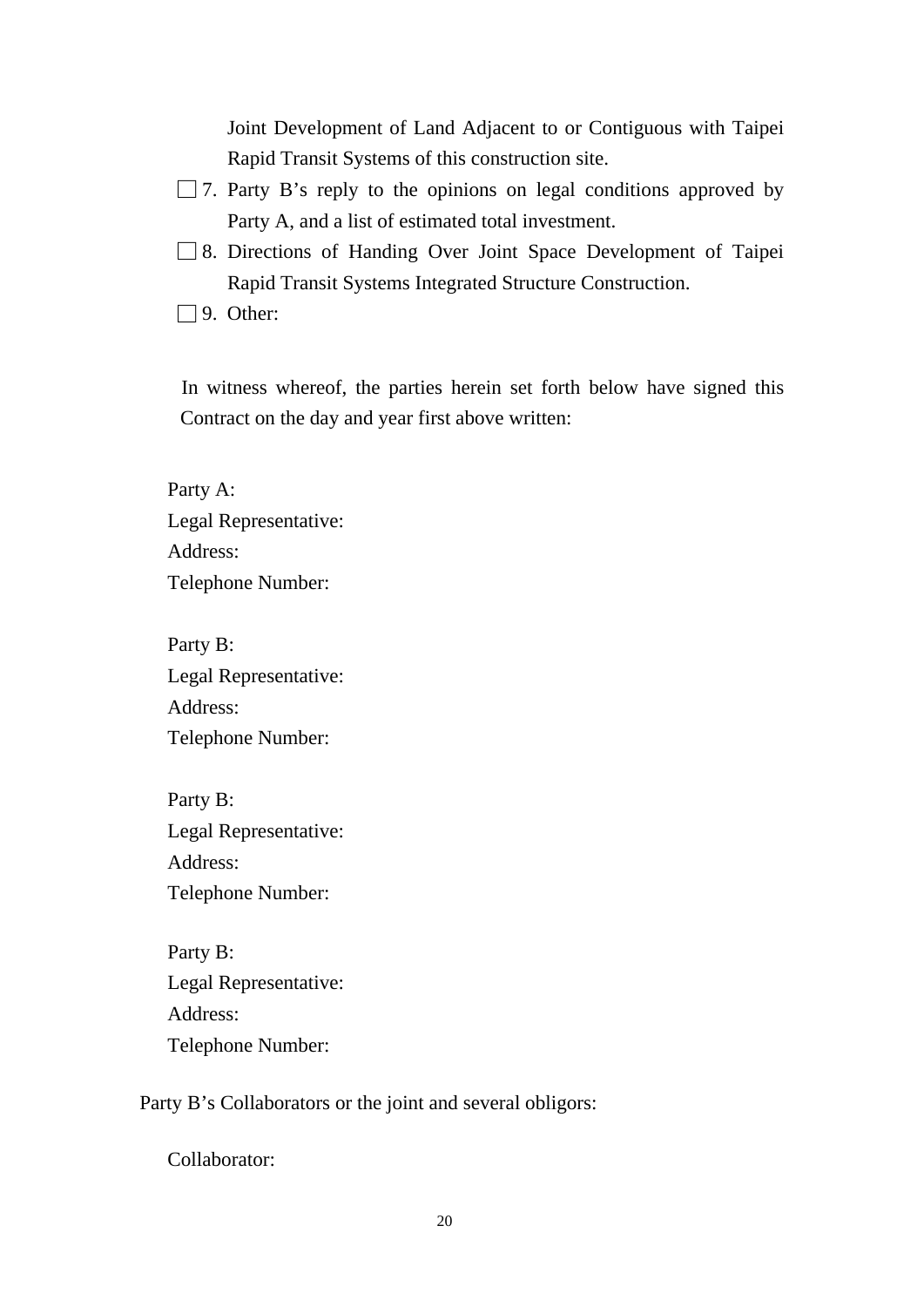Joint Development of Land Adjacent to or Contiguous with Taipei Rapid Transit Systems of this construction site.

- ☐ 7. Party B’s reply to the opinions on legal conditions approved by Party A, and a list of estimated total investment.
- ☐ 8. Directions of Handing Over Joint Space Development of Taipei Rapid Transit Systems Integrated Structure Construction.
- ☐ 9. Other:

In witness whereof, the parties herein set forth below have signed this Contract on the day and year first above written:

Party A:
Legal Representative:
Address:
Telephone Number:

Party B:
Legal Representative:
Address:
Telephone Number:

Party B:
Legal Representative:
Address:
Telephone Number:

Party B:
Legal Representative:
Address:
Telephone Number:

Party B’s Collaborators or the joint and several obligors:

Collaborator: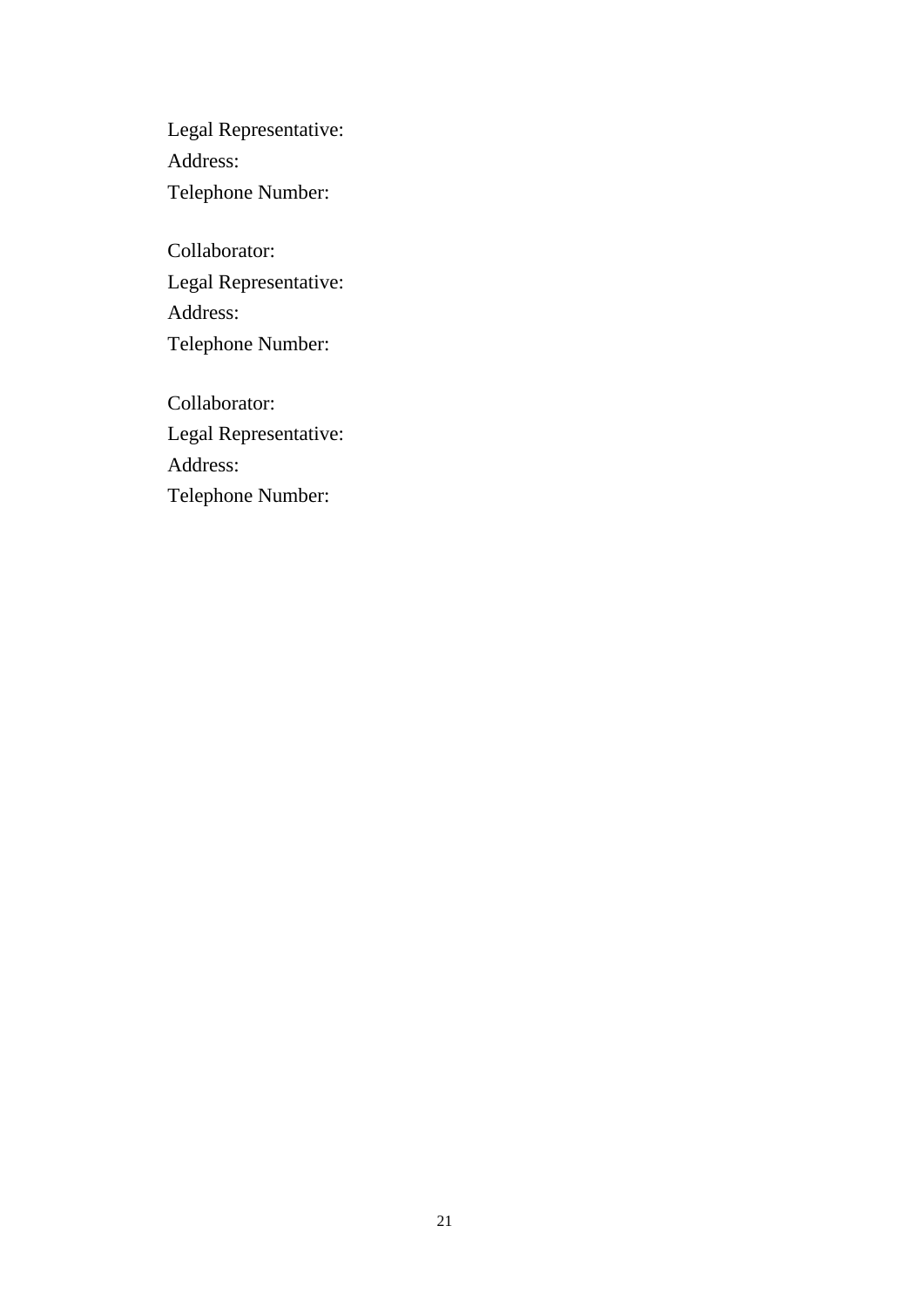Legal Representative:
Address:
Telephone Number:

Collaborator:
Legal Representative:
Address:
Telephone Number:

Collaborator:
Legal Representative:
Address:
Telephone Number: